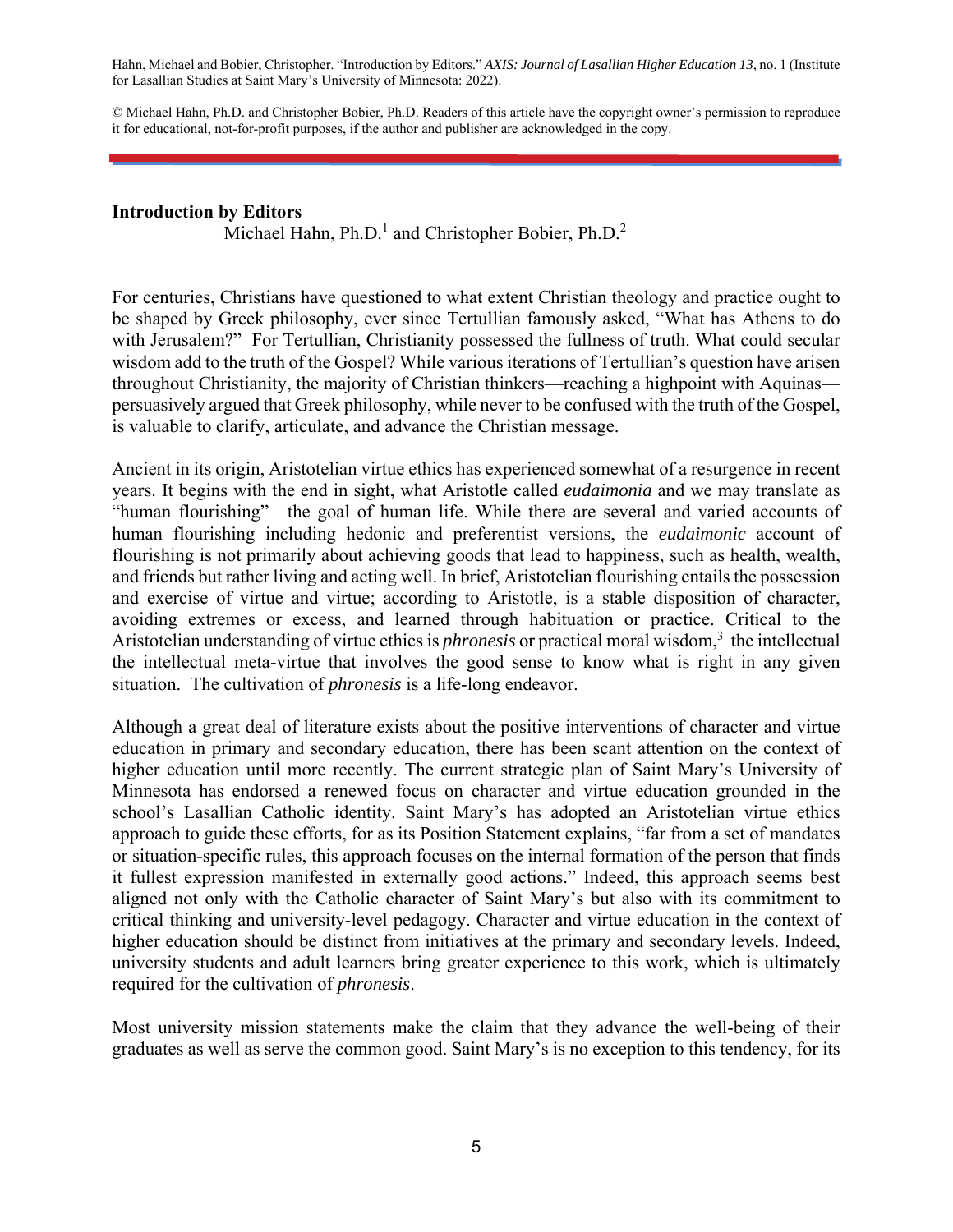Hahn, Michael and Bobier, Christopher. "Introduction by Editors." *AXIS: Journal of Lasallian Higher Education 13*, no. 1 (Institute for Lasallian Studies at Saint Mary's University of Minnesota: 2022).

© Michael Hahn, Ph.D. and Christopher Bobier, Ph.D. Readers of this article have the copyright owner's permission to reproduce it for educational, not-for-profit purposes, if the author and publisher are acknowledged in the copy.

---

**Introduction by Editors**

Michael Hahn, Ph.D.[1] and Christopher Bobier, Ph.D.[2]

For centuries, Christians have questioned to what extent Christian theology and practice ought to be shaped by Greek philosophy, ever since Tertullian famously asked, "What has Athens to do with Jerusalem?" For Tertullian, Christianity possessed the fullness of truth. What could secular wisdom add to the truth of the Gospel? While various iterations of Tertullian's question have arisen throughout Christianity, the majority of Christian thinkers—reaching a highpoint with Aquinas—persuasively argued that Greek philosophy, while never to be confused with the truth of the Gospel, is valuable to clarify, articulate, and advance the Christian message.

Ancient in its origin, Aristotelian virtue ethics has experienced somewhat of a resurgence in recent years. It begins with the end in sight, what Aristotle called *eudaimonia* and we may translate as "human flourishing"—the goal of human life. While there are several and varied accounts of human flourishing including hedonic and preferentist versions, the *eudaimonic* account of flourishing is not primarily about achieving goods that lead to happiness, such as health, wealth, and friends but rather living and acting well. In brief, Aristotelian flourishing entails the possession and exercise of virtue and virtue; according to Aristotle, is a stable disposition of character, avoiding extremes or excess, and learned through habituation or practice. Critical to the Aristotelian understanding of virtue ethics is *phronesis* or practical moral wisdom,[3] the intellectual the intellectual meta-virtue that involves the good sense to know what is right in any given situation. The cultivation of *phronesis* is a life-long endeavor.

Although a great deal of literature exists about the positive interventions of character and virtue education in primary and secondary education, there has been scant attention on the context of higher education until more recently. The current strategic plan of Saint Mary's University of Minnesota has endorsed a renewed focus on character and virtue education grounded in the school's Lasallian Catholic identity. Saint Mary's has adopted an Aristotelian virtue ethics approach to guide these efforts, for as its Position Statement explains, "far from a set of mandates or situation-specific rules, this approach focuses on the internal formation of the person that finds it fullest expression manifested in externally good actions." Indeed, this approach seems best aligned not only with the Catholic character of Saint Mary's but also with its commitment to critical thinking and university-level pedagogy. Character and virtue education in the context of higher education should be distinct from initiatives at the primary and secondary levels. Indeed, university students and adult learners bring greater experience to this work, which is ultimately required for the cultivation of *phronesis*.

Most university mission statements make the claim that they advance the well-being of their graduates as well as serve the common good. Saint Mary's is no exception to this tendency, for its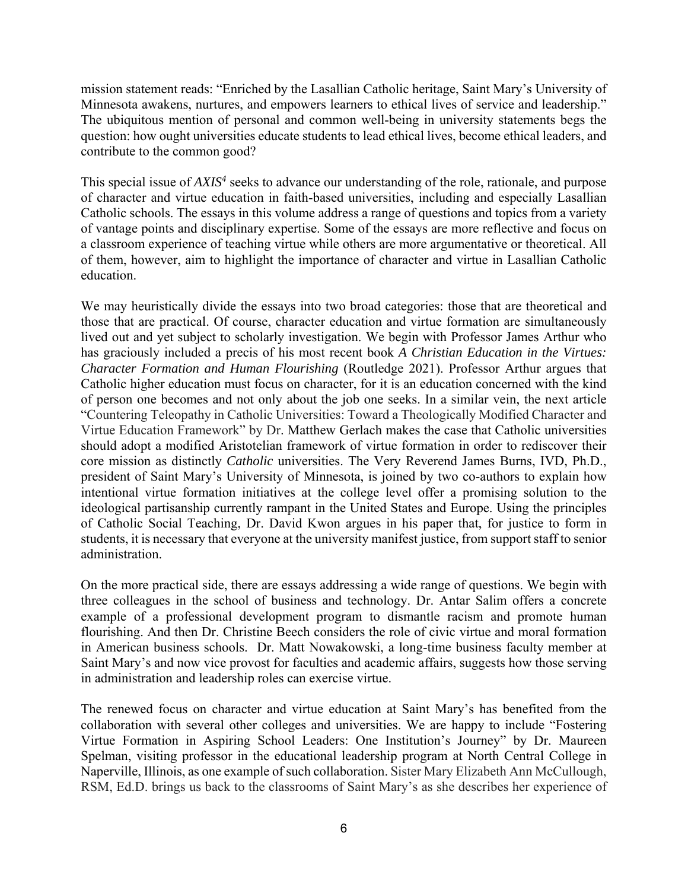mission statement reads: "Enriched by the Lasallian Catholic heritage, Saint Mary's University of Minnesota awakens, nurtures, and empowers learners to ethical lives of service and leadership." The ubiquitous mention of personal and common well-being in university statements begs the question: how ought universities educate students to lead ethical lives, become ethical leaders, and contribute to the common good?

This special issue of ***AXIS***[4] seeks to advance our understanding of the role, rationale, and purpose of character and virtue education in faith-based universities, including and especially Lasallian Catholic schools. The essays in this volume address a range of questions and topics from a variety of vantage points and disciplinary expertise. Some of the essays are more reflective and focus on a classroom experience of teaching virtue while others are more argumentative or theoretical. All of them, however, aim to highlight the importance of character and virtue in Lasallian Catholic education.

We may heuristically divide the essays into two broad categories: those that are theoretical and those that are practical. Of course, character education and virtue formation are simultaneously lived out and yet subject to scholarly investigation. We begin with Professor James Arthur who has graciously included a precis of his most recent book *A Christian Education in the Virtues: Character Formation and Human Flourishing* (Routledge 2021). Professor Arthur argues that Catholic higher education must focus on character, for it is an education concerned with the kind of person one becomes and not only about the job one seeks. In a similar vein, the next article "Countering Teleopathy in Catholic Universities: Toward a Theologically Modified Character and Virtue Education Framework" by Dr. Matthew Gerlach makes the case that Catholic universities should adopt a modified Aristotelian framework of virtue formation in order to rediscover their core mission as distinctly *Catholic* universities. The Very Reverend James Burns, IVD, Ph.D., president of Saint Mary's University of Minnesota, is joined by two co-authors to explain how intentional virtue formation initiatives at the college level offer a promising solution to the ideological partisanship currently rampant in the United States and Europe. Using the principles of Catholic Social Teaching, Dr. David Kwon argues in his paper that, for justice to form in students, it is necessary that everyone at the university manifest justice, from support staff to senior administration.

On the more practical side, there are essays addressing a wide range of questions. We begin with three colleagues in the school of business and technology. Dr. Antar Salim offers a concrete example of a professional development program to dismantle racism and promote human flourishing. And then Dr. Christine Beech considers the role of civic virtue and moral formation in American business schools. Dr. Matt Nowakowski, a long-time business faculty member at Saint Mary's and now vice provost for faculties and academic affairs, suggests how those serving in administration and leadership roles can exercise virtue.

The renewed focus on character and virtue education at Saint Mary's has benefited from the collaboration with several other colleges and universities. We are happy to include "Fostering Virtue Formation in Aspiring School Leaders: One Institution's Journey" by Dr. Maureen Spelman, visiting professor in the educational leadership program at North Central College in Naperville, Illinois, as one example of such collaboration. Sister Mary Elizabeth Ann McCullough, RSM, Ed.D. brings us back to the classrooms of Saint Mary's as she describes her experience of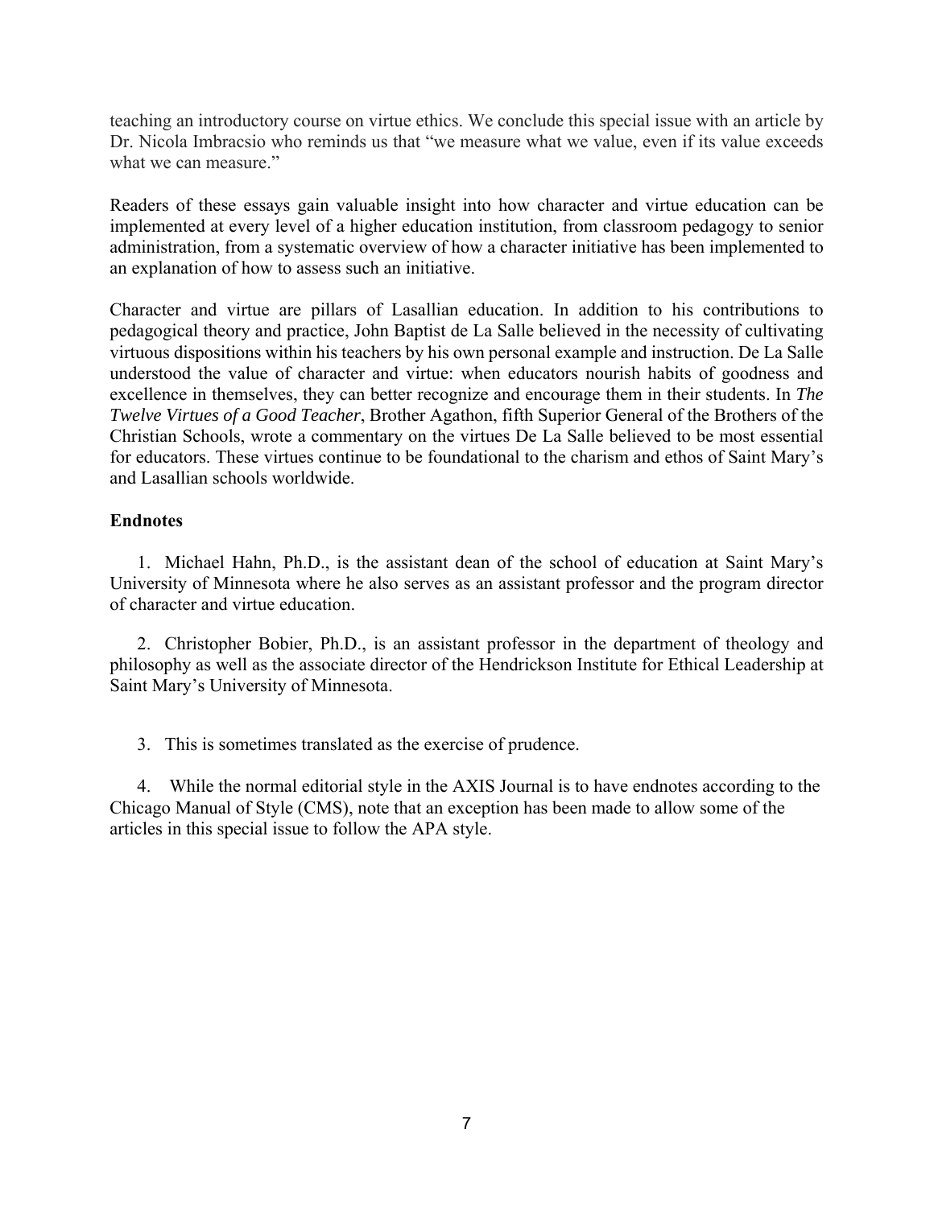teaching an introductory course on virtue ethics. We conclude this special issue with an article by Dr. Nicola Imbracsio who reminds us that "we measure what we value, even if its value exceeds what we can measure."

Readers of these essays gain valuable insight into how character and virtue education can be implemented at every level of a higher education institution, from classroom pedagogy to senior administration, from a systematic overview of how a character initiative has been implemented to an explanation of how to assess such an initiative.

Character and virtue are pillars of Lasallian education. In addition to his contributions to pedagogical theory and practice, John Baptist de La Salle believed in the necessity of cultivating virtuous dispositions within his teachers by his own personal example and instruction. De La Salle understood the value of character and virtue: when educators nourish habits of goodness and excellence in themselves, they can better recognize and encourage them in their students. In *The Twelve Virtues of a Good Teacher*, Brother Agathon, fifth Superior General of the Brothers of the Christian Schools, wrote a commentary on the virtues De La Salle believed to be most essential for educators. These virtues continue to be foundational to the charism and ethos of Saint Mary's and Lasallian schools worldwide.

**Endnotes**

1. Michael Hahn, Ph.D., is the assistant dean of the school of education at Saint Mary's University of Minnesota where he also serves as an assistant professor and the program director of character and virtue education.

2. Christopher Bobier, Ph.D., is an assistant professor in the department of theology and philosophy as well as the associate director of the Hendrickson Institute for Ethical Leadership at Saint Mary's University of Minnesota.

3. This is sometimes translated as the exercise of prudence.

4. While the normal editorial style in the AXIS Journal is to have endnotes according to the Chicago Manual of Style (CMS), note that an exception has been made to allow some of the articles in this special issue to follow the APA style.